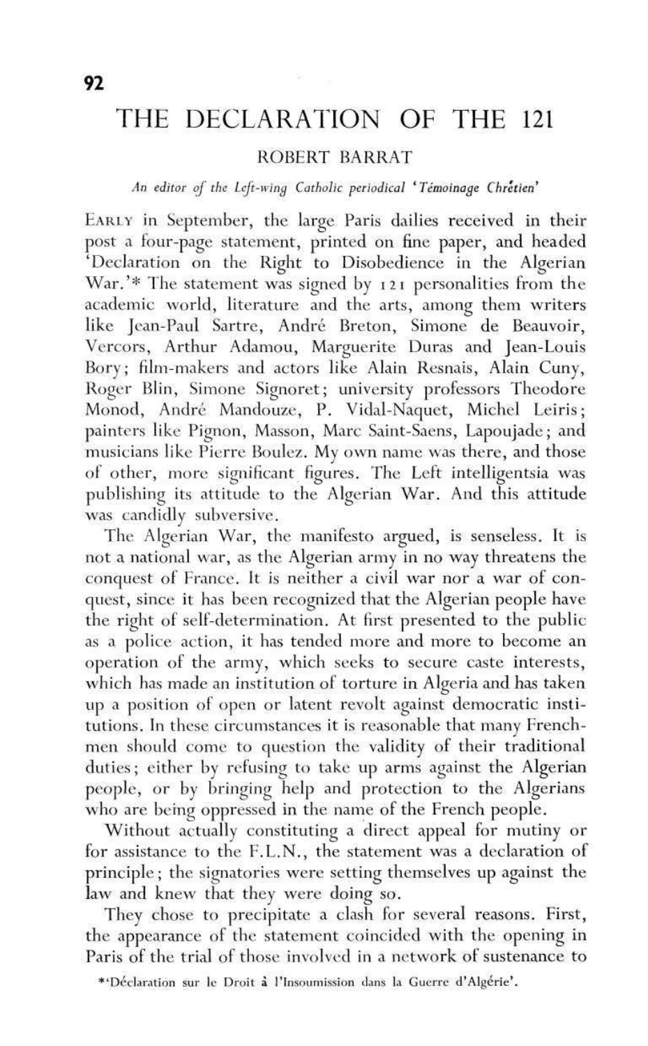# THE DECLARATION OF THE 121

## ROBERT BARRAT

*An editor of the Left-wing Catholic periodical 'Témoinage Chrétien'*

EARLY in September, the large Paris dailies received in their post a four-page statement, printed on fine paper, and headed 'Declaration on the Right to Disobedience in the Algerian War.'* The statement was signed by 121 personalities from the academic world, literature and the arts, among them writers like Jean-Paul Sartre, André Breton, Simone de Beauvoir, Vercors, Arthur Adamou, Marguerite Duras and Jean-Louis Bory; film-makers and actors like Alain Resnais, Alain Cuny, Roger Blin, Simone Signoret; university professors Theodore Monod, André Mandouze, P. Vidal-Naquet, Michel Leiris; painters like Pignon, Masson, Marc Saint-Saens, Lapoujade; and musicians like Pierre Boulez. My own name was there, and those of other, more significant figures. The Left intelligentsia was publishing its attitude to the Algerian War. And this attitude was candidly subversive.

The Algerian War, the manifesto argued, is senseless. It is not a national war, as the Algerian army in no way threatens the conquest of France. It is neither a civil war nor a war of conquest, since it has been recognized that the Algerian people have the right of self-determination. At first presented to the public as a police action, it has tended more and more to become an operation of the army, which seeks to secure caste interests, which has made an institution of torture in Algeria and has taken up a position of open or latent revolt against democratic institutions. In these circumstances it is reasonable that many Frenchmen should come to question the validity of their traditional duties; either by refusing to take up arms against the Algerian people, or by bringing help and protection to the Algerians who are being oppressed in the name of the French people.

Without actually constituting a direct appeal for mutiny or for assistance to the F.L.N., the statement was a declaration of principle; the signatories were setting themselves up against the law and knew that they were doing so.

They chose to precipitate a clash for several reasons. First, the appearance of the statement coincided with the opening in Paris of the trial of those involved in a network of sustenance to

*'Déclaration sur le Droit à l'Insoumission dans la Guerre d'Algérie'.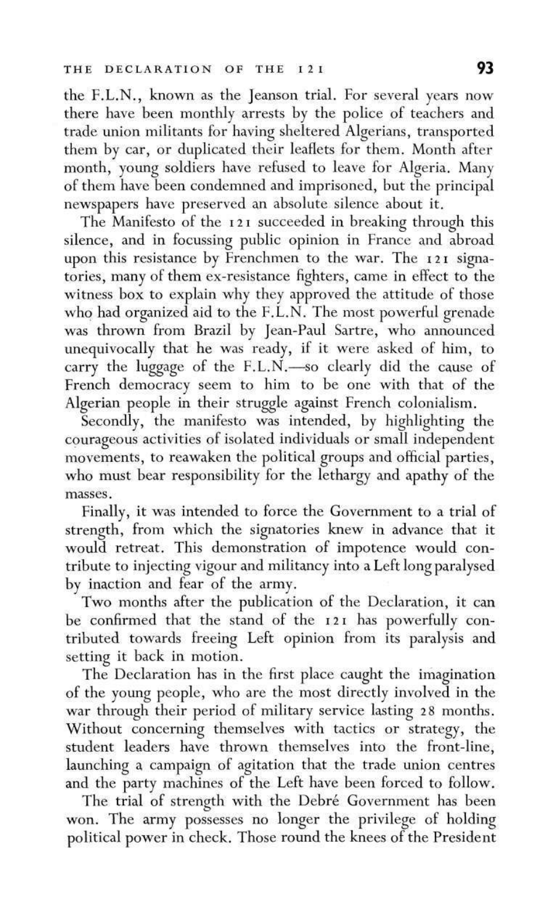the F.L.N., known as the Jeanson trial. For several years now there have been monthly arrests by the police of teachers and trade union militants for having sheltered Algerians, transported them by car, or duplicated their leaflets for them. Month after month, young soldiers have refused to leave for Algeria. Many of them have been condemned and imprisoned, but the principal newspapers have preserved an absolute silence about it.

The Manifesto of the 121 succeeded in breaking through this silence, and in focussing public opinion in France and abroad upon this resistance by Frenchmen to the war. The 121 signatories, many of them ex-resistance fighters, came in effect to the witness box to explain why they approved the attitude of those who had organized aid to the F.L.N. The most powerful grenade was thrown from Brazil by Jean-Paul Sartre, who announced unequivocally that he was ready, if it were asked of him, to carry the luggage of the F.L.N.—so clearly did the cause of French democracy seem to him to be one with that of the Algerian people in their struggle against French colonialism.

Secondly, the manifesto was intended, by highlighting the courageous activities of isolated individuals or small independent movements, to reawaken the political groups and official parties, who must bear responsibility for the lethargy and apathy of the masses.

Finally, it was intended to force the Government to a trial of strength, from which the signatories knew in advance that it would retreat. This demonstration of impotence would contribute to injecting vigour and militancy into a Left long paralysed by inaction and fear of the army.

Two months after the publication of the Declaration, it can be confirmed that the stand of the 121 has powerfully contributed towards freeing Left opinion from its paralysis and setting it back in motion.

The Declaration has in the first place caught the imagination of the young people, who are the most directly involved in the war through their period of military service lasting 28 months. Without concerning themselves with tactics or strategy, the student leaders have thrown themselves into the front-line, launching a campaign of agitation that the trade union centres and the party machines of the Left have been forced to follow.

The trial of strength with the Debré Government has been won. The army possesses no longer the privilege of holding political power in check. Those round the knees of the President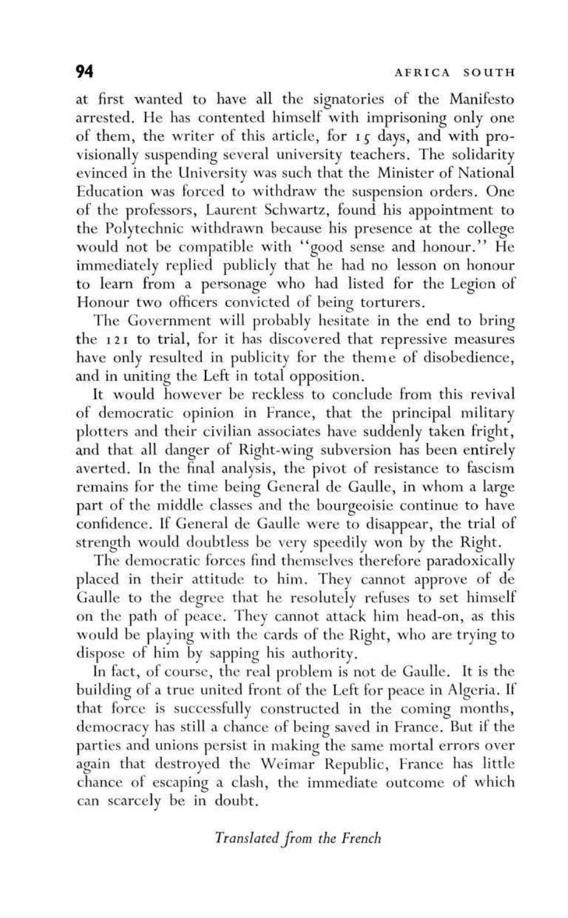at first wanted to have all the signatories of the Manifesto arrested. He has contented himself with imprisoning only one of them, the writer of this article, for 15 days, and with provisionally suspending several university teachers. The solidarity evinced in the University was such that the Minister of National Education was forced to withdraw the suspension orders. One of the professors, Laurent Schwartz, found his appointment to the Polytechnic withdrawn because his presence at the college would not be compatible with "good sense and honour." He immediately replied publicly that he had no lesson on honour to learn from a personage who had listed for the Legion of Honour two officers convicted of being torturers.

The Government will probably hesitate in the end to bring the 121 to trial, for it has discovered that repressive measures have only resulted in publicity for the theme of disobedience, and in uniting the Left in total opposition.

It would however be reckless to conclude from this revival of democratic opinion in France, that the principal military plotters and their civilian associates have suddenly taken fright, and that all danger of Right-wing subversion has been entirely averted. In the final analysis, the pivot of resistance to fascism remains for the time being General de Gaulle, in whom a large part of the middle classes and the bourgeoisie continue to have confidence. If General de Gaulle were to disappear, the trial of strength would doubtless be very speedily won by the Right.

The democratic forces find themselves therefore paradoxically placed in their attitude to him. They cannot approve of de Gaulle to the degree that he resolutely refuses to set himself on the path of peace. They cannot attack him head-on, as this would be playing with the cards of the Right, who are trying to dispose of him by sapping his authority.

In fact, of course, the real problem is not de Gaulle. It is the building of a true united front of the Left for peace in Algeria. If that force is successfully constructed in the coming months, democracy has still a chance of being saved in France. But if the parties and unions persist in making the same mortal errors over again that destroyed the Weimar Republic, France has little chance of escaping a clash, the immediate outcome of which can scarcely be in doubt.

*Translated from the French*